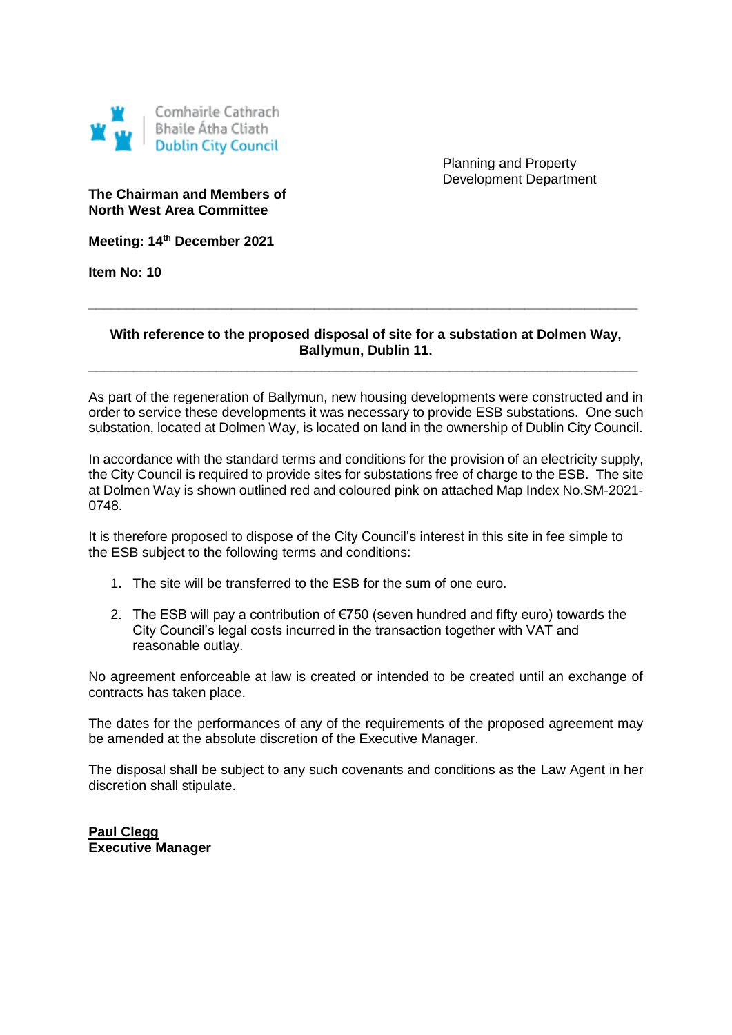Comhairle Cathrach
Bhaile Átha Cliath
Dublin City Council

Planning and Property
Development Department

**The Chairman and Members of**
**North West Area Committee**

**Meeting: 14th December 2021**

**Item No: 10**

---

**With reference to the proposed disposal of site for a substation at Dolmen Way, Ballymun, Dublin 11.**

---

As part of the regeneration of Ballymun, new housing developments were constructed and in order to service these developments it was necessary to provide ESB substations. One such substation, located at Dolmen Way, is located on land in the ownership of Dublin City Council.

In accordance with the standard terms and conditions for the provision of an electricity supply, the City Council is required to provide sites for substations free of charge to the ESB. The site at Dolmen Way is shown outlined red and coloured pink on attached Map Index No.SM-2021-0748.

It is therefore proposed to dispose of the City Council's interest in this site in fee simple to the ESB subject to the following terms and conditions:

1. The site will be transferred to the ESB for the sum of one euro.

2. The ESB will pay a contribution of €750 (seven hundred and fifty euro) towards the City Council's legal costs incurred in the transaction together with VAT and reasonable outlay.

No agreement enforceable at law is created or intended to be created until an exchange of contracts has taken place.

The dates for the performances of any of the requirements of the proposed agreement may be amended at the absolute discretion of the Executive Manager.

The disposal shall be subject to any such covenants and conditions as the Law Agent in her discretion shall stipulate.

**Paul Clegg**
**Executive Manager**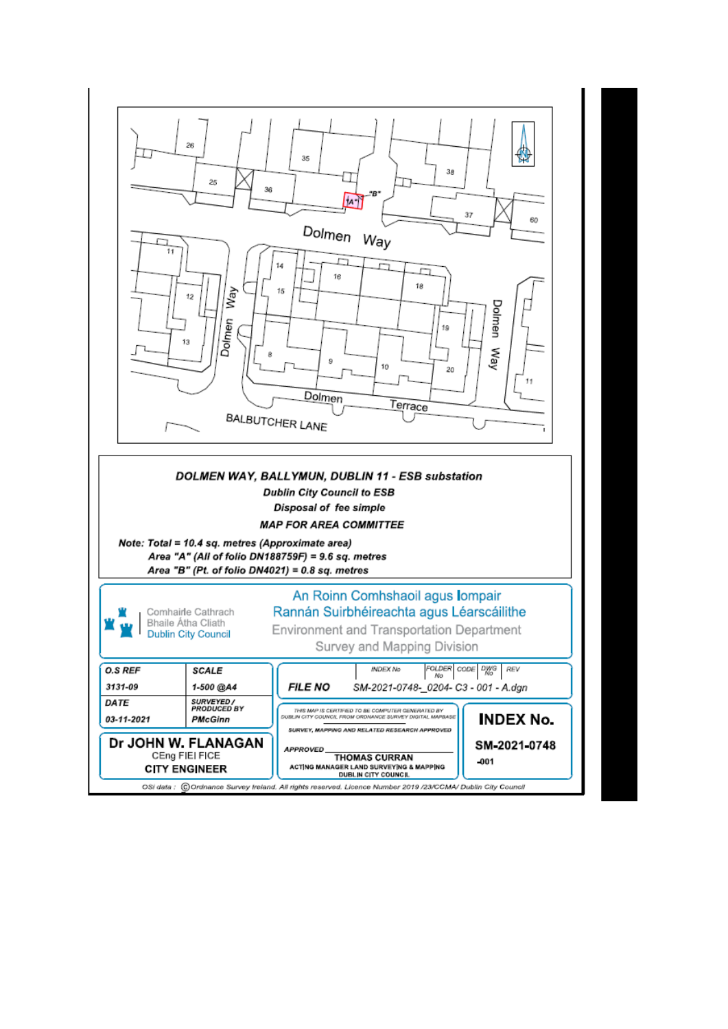26

25

36

35

"A"

"B"

38

37

60

Dolmen Way

11

12

13

Dolmen Way

14

15

16

18

19

20

8

9

10

Dolmen Way

11

Dolmen Terrace

BALBUTCHER LANE

***DOLMEN WAY, BALLYMUN, DUBLIN 11 - ESB substation***

***Dublin City Council to ESB***

***Disposal of fee simple***

***MAP FOR AREA COMMITTEE***

***Note: Total = 10.4 sq. metres (Approximate area)***
***Area "A" (All of folio DN188759F) = 9.6 sq. metres***
***Area "B" (Pt. of folio DN4021) = 0.8 sq. metres***

Comhairle Cathrach Bhaile Átha Cliath
Dublin City Council

An Roinn Comhshaoil agus Iompair
Rannán Suirbhéireachta agus Léarscáilithe
Environment and Transportation Department
Survey and Mapping Division

| O.S REF | SCALE |
|---|---|
| 3131-09 | 1-500 @A4 |
| **DATE** | **SURVEYED / PRODUCED BY** |
| 03-11-2021 | PMcGinn |

**Dr JOHN W. FLANAGAN**
CEng FIEI FICE
**CITY ENGINEER**

| | INDEX No | FOLDER No | CODE | DWG No | REV |
|---|---|---|---|---|---|
| FILE NO | SM-2021-0748-_0204- | C3 | - 001 | - A.dgn | |

THIS MAP IS CERTIFIED TO BE COMPUTER GENERATED BY DUBLIN CITY COUNCIL FROM ORDNANCE SURVEY DIGITAL MAPBASE

SURVEY, MAPPING AND RELATED RESEARCH APPROVED

APPROVED
**THOMAS CURRAN**
ACTING MANAGER LAND SURVEYING & MAPPING
DUBLIN CITY COUNCIL

**INDEX No.**
**SM-2021-0748**
**-001**

*OSi data : © Ordnance Survey Ireland. All rights reserved. Licence Number 2019 /23/CCMA/ Dublin City Council*